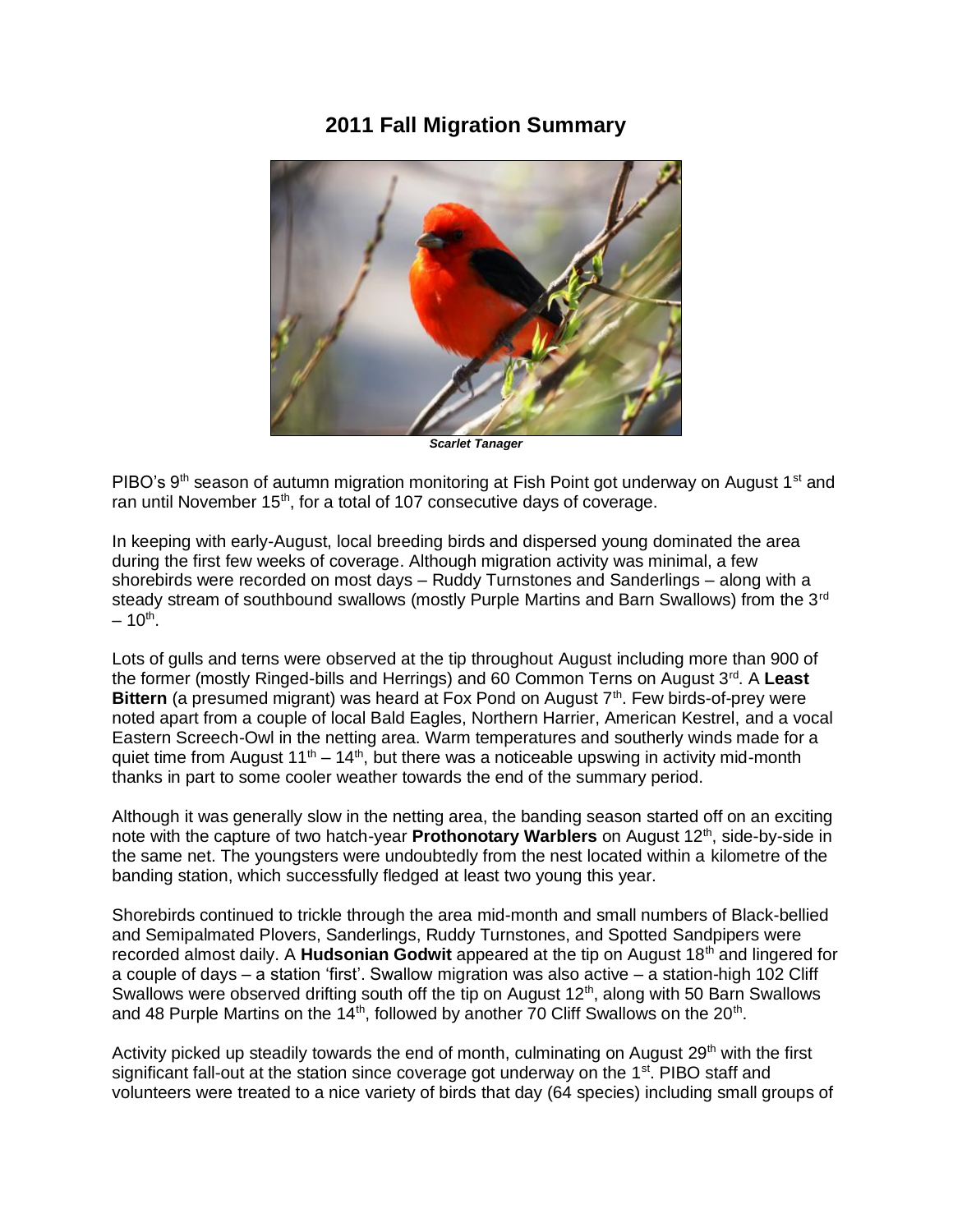# 2011 Fall Migration Summary

*Scarlet Tanager*

PIBO's 9th season of autumn migration monitoring at Fish Point got underway on August 1st and ran until November 15th, for a total of 107 consecutive days of coverage.

In keeping with early-August, local breeding birds and dispersed young dominated the area during the first few weeks of coverage. Although migration activity was minimal, a few shorebirds were recorded on most days – Ruddy Turnstones and Sanderlings – along with a steady stream of southbound swallows (mostly Purple Martins and Barn Swallows) from the 3rd – 10th.

Lots of gulls and terns were observed at the tip throughout August including more than 900 of the former (mostly Ringed-bills and Herrings) and 60 Common Terns on August 3rd. A **Least Bittern** (a presumed migrant) was heard at Fox Pond on August 7th. Few birds-of-prey were noted apart from a couple of local Bald Eagles, Northern Harrier, American Kestrel, and a vocal Eastern Screech-Owl in the netting area. Warm temperatures and southerly winds made for a quiet time from August 11th – 14th, but there was a noticeable upswing in activity mid-month thanks in part to some cooler weather towards the end of the summary period.

Although it was generally slow in the netting area, the banding season started off on an exciting note with the capture of two hatch-year **Prothonotary Warblers** on August 12th, side-by-side in the same net. The youngsters were undoubtedly from the nest located within a kilometre of the banding station, which successfully fledged at least two young this year.

Shorebirds continued to trickle through the area mid-month and small numbers of Black-bellied and Semipalmated Plovers, Sanderlings, Ruddy Turnstones, and Spotted Sandpipers were recorded almost daily. A **Hudsonian Godwit** appeared at the tip on August 18th and lingered for a couple of days – a station 'first'. Swallow migration was also active – a station-high 102 Cliff Swallows were observed drifting south off the tip on August 12th, along with 50 Barn Swallows and 48 Purple Martins on the 14th, followed by another 70 Cliff Swallows on the 20th.

Activity picked up steadily towards the end of month, culminating on August 29th with the first significant fall-out at the station since coverage got underway on the 1st. PIBO staff and volunteers were treated to a nice variety of birds that day (64 species) including small groups of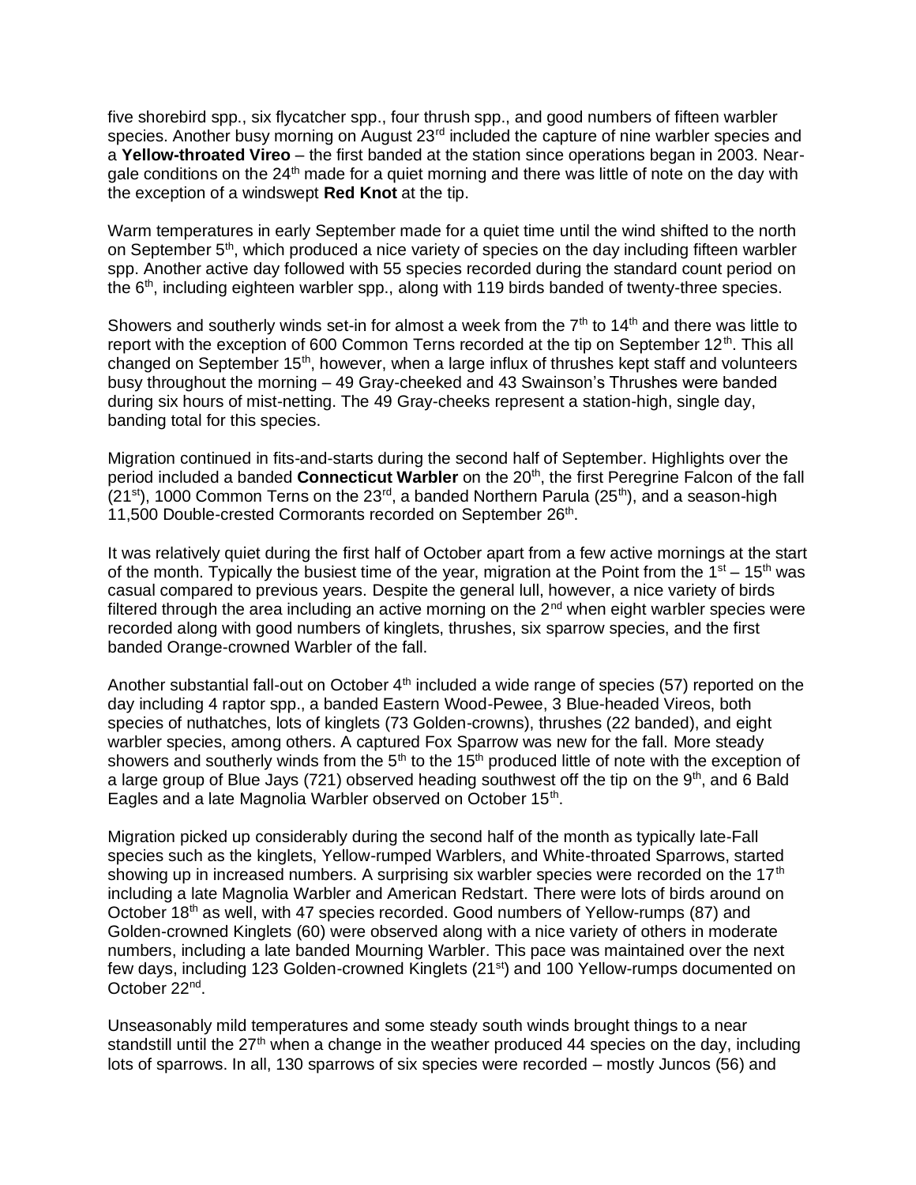five shorebird spp., six flycatcher spp., four thrush spp., and good numbers of fifteen warbler species. Another busy morning on August 23rd included the capture of nine warbler species and a **Yellow-throated Vireo** – the first banded at the station since operations began in 2003. Near-gale conditions on the 24th made for a quiet morning and there was little of note on the day with the exception of a windswept **Red Knot** at the tip.

Warm temperatures in early September made for a quiet time until the wind shifted to the north on September 5th, which produced a nice variety of species on the day including fifteen warbler spp. Another active day followed with 55 species recorded during the standard count period on the 6th, including eighteen warbler spp., along with 119 birds banded of twenty-three species.

Showers and southerly winds set-in for almost a week from the 7th to 14th and there was little to report with the exception of 600 Common Terns recorded at the tip on September 12th. This all changed on September 15th, however, when a large influx of thrushes kept staff and volunteers busy throughout the morning – 49 Gray-cheeked and 43 Swainson's Thrushes were banded during six hours of mist-netting. The 49 Gray-cheeks represent a station-high, single day, banding total for this species.

Migration continued in fits-and-starts during the second half of September. Highlights over the period included a banded **Connecticut Warbler** on the 20th, the first Peregrine Falcon of the fall (21st), 1000 Common Terns on the 23rd, a banded Northern Parula (25th), and a season-high 11,500 Double-crested Cormorants recorded on September 26th.

It was relatively quiet during the first half of October apart from a few active mornings at the start of the month. Typically the busiest time of the year, migration at the Point from the 1st – 15th was casual compared to previous years. Despite the general lull, however, a nice variety of birds filtered through the area including an active morning on the 2nd when eight warbler species were recorded along with good numbers of kinglets, thrushes, six sparrow species, and the first banded Orange-crowned Warbler of the fall.

Another substantial fall-out on October 4th included a wide range of species (57) reported on the day including 4 raptor spp., a banded Eastern Wood-Pewee, 3 Blue-headed Vireos, both species of nuthatches, lots of kinglets (73 Golden-crowns), thrushes (22 banded), and eight warbler species, among others. A captured Fox Sparrow was new for the fall. More steady showers and southerly winds from the 5th to the 15th produced little of note with the exception of a large group of Blue Jays (721) observed heading southwest off the tip on the 9th, and 6 Bald Eagles and a late Magnolia Warbler observed on October 15th.

Migration picked up considerably during the second half of the month as typically late-Fall species such as the kinglets, Yellow-rumped Warblers, and White-throated Sparrows, started showing up in increased numbers. A surprising six warbler species were recorded on the 17th including a late Magnolia Warbler and American Redstart. There were lots of birds around on October 18th as well, with 47 species recorded. Good numbers of Yellow-rumps (87) and Golden-crowned Kinglets (60) were observed along with a nice variety of others in moderate numbers, including a late banded Mourning Warbler. This pace was maintained over the next few days, including 123 Golden-crowned Kinglets (21st) and 100 Yellow-rumps documented on October 22nd.

Unseasonably mild temperatures and some steady south winds brought things to a near standstill until the 27th when a change in the weather produced 44 species on the day, including lots of sparrows. In all, 130 sparrows of six species were recorded – mostly Juncos (56) and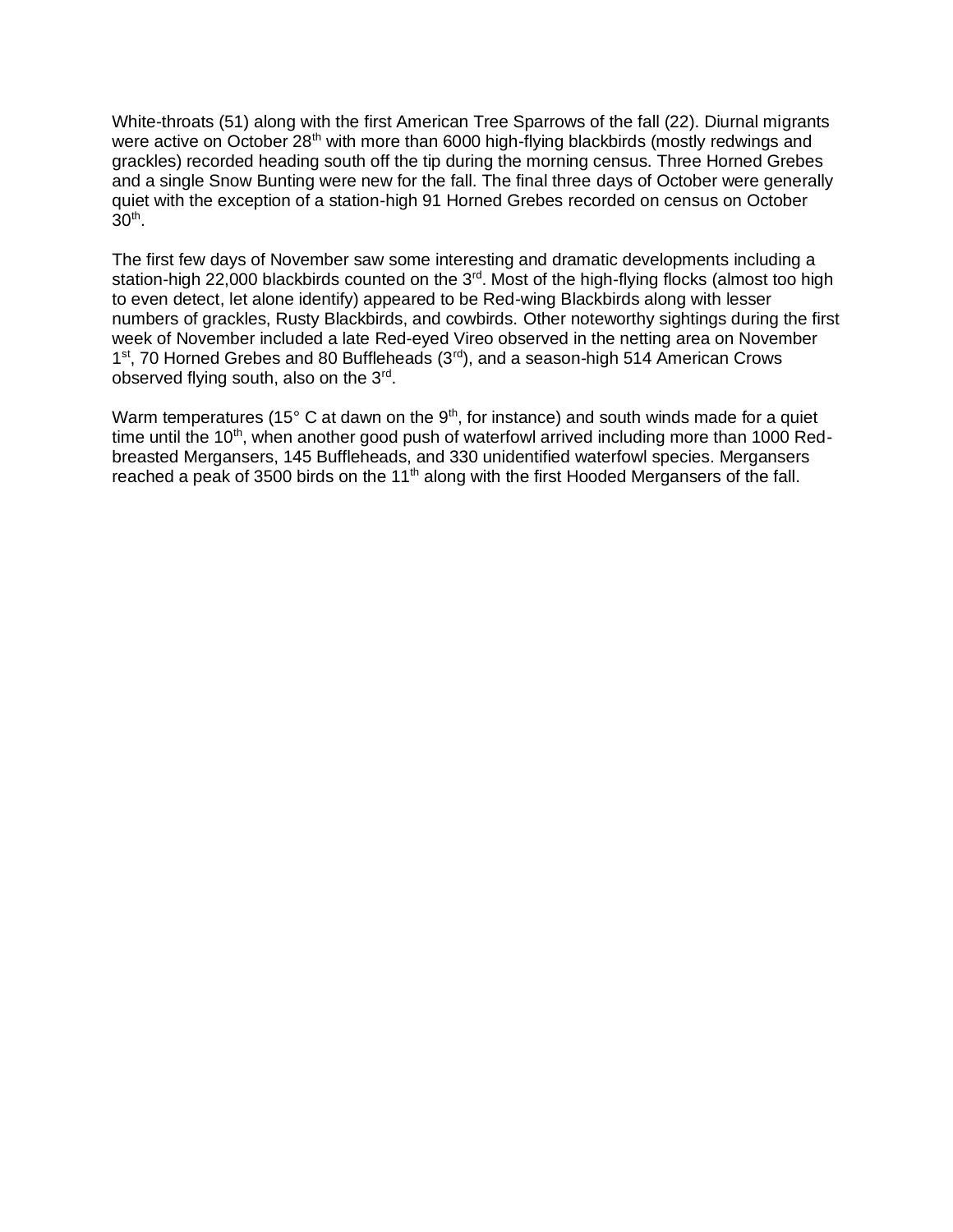White-throats (51) along with the first American Tree Sparrows of the fall (22). Diurnal migrants were active on October 28th with more than 6000 high-flying blackbirds (mostly redwings and grackles) recorded heading south off the tip during the morning census. Three Horned Grebes and a single Snow Bunting were new for the fall. The final three days of October were generally quiet with the exception of a station-high 91 Horned Grebes recorded on census on October 30th.

The first few days of November saw some interesting and dramatic developments including a station-high 22,000 blackbirds counted on the 3rd. Most of the high-flying flocks (almost too high to even detect, let alone identify) appeared to be Red-wing Blackbirds along with lesser numbers of grackles, Rusty Blackbirds, and cowbirds. Other noteworthy sightings during the first week of November included a late Red-eyed Vireo observed in the netting area on November 1st, 70 Horned Grebes and 80 Buffleheads (3rd), and a season-high 514 American Crows observed flying south, also on the 3rd.

Warm temperatures (15° C at dawn on the 9th, for instance) and south winds made for a quiet time until the 10th, when another good push of waterfowl arrived including more than 1000 Red-breasted Mergansers, 145 Buffleheads, and 330 unidentified waterfowl species. Mergansers reached a peak of 3500 birds on the 11th along with the first Hooded Mergansers of the fall.